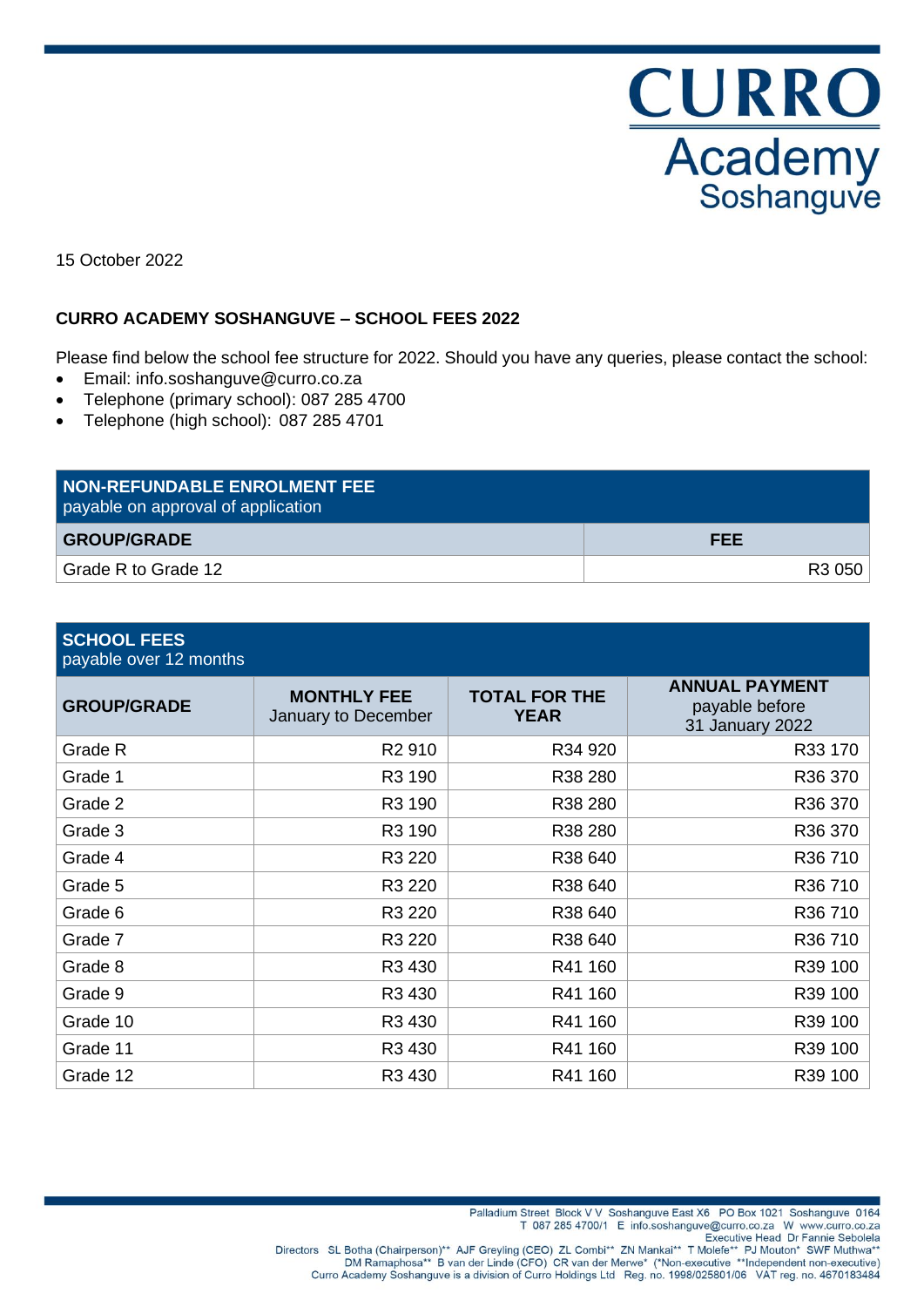CURRO Academy Soshanguve

15 October 2022

**CURRO ACADEMY SOSHANGUVE – SCHOOL FEES 2022**

Please find below the school fee structure for 2022. Should you have any queries, please contact the school:

- Email: info.soshanguve@curro.co.za
- Telephone (primary school): 087 285 4700
- Telephone (high school): 087 285 4701

| **NON-REFUNDABLE ENROLMENT FEE** payable on approval of application | |
|---|---|
| **GROUP/GRADE** | **FEE** |
| Grade R to Grade 12 | R3 050 |

| **SCHOOL FEES** payable over 12 months | | | |
|---|---|---|---|
| **GROUP/GRADE** | **MONTHLY FEE** January to December | **TOTAL FOR THE YEAR** | **ANNUAL PAYMENT** payable before 31 January 2022 |
| Grade R | R2 910 | R34 920 | R33 170 |
| Grade 1 | R3 190 | R38 280 | R36 370 |
| Grade 2 | R3 190 | R38 280 | R36 370 |
| Grade 3 | R3 190 | R38 280 | R36 370 |
| Grade 4 | R3 220 | R38 640 | R36 710 |
| Grade 5 | R3 220 | R38 640 | R36 710 |
| Grade 6 | R3 220 | R38 640 | R36 710 |
| Grade 7 | R3 220 | R38 640 | R36 710 |
| Grade 8 | R3 430 | R41 160 | R39 100 |
| Grade 9 | R3 430 | R41 160 | R39 100 |
| Grade 10 | R3 430 | R41 160 | R39 100 |
| Grade 11 | R3 430 | R41 160 | R39 100 |
| Grade 12 | R3 430 | R41 160 | R39 100 |

Palladium Street Block V V Soshanguve East X6 PO Box 1021 Soshanguve 0164
T 087 285 4700/1 E info.soshanguve@curro.co.za W www.curro.co.za
Executive Head Dr Fannie Sebolela
Directors SL Botha (Chairperson)** AJF Greyling (CEO) ZL Combi** ZN Mankai** T Molefe** PJ Mouton* SWF Muthwa**
DM Ramaphosa** B van der Linde (CFO) CR van der Merwe* (*Non-executive **Independent non-executive)
Curro Academy Soshanguve is a division of Curro Holdings Ltd Reg. no. 1998/025801/06 VAT reg. no. 4670183484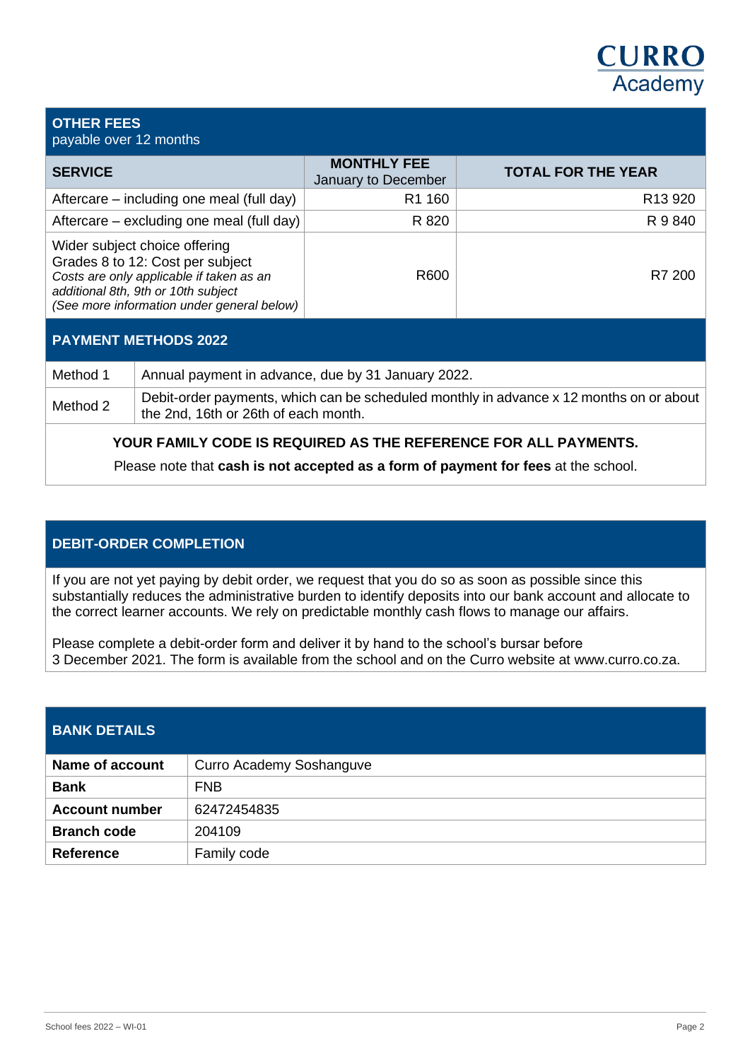## OTHER FEES
payable over 12 months

| SERVICE | MONTHLY FEE January to December | TOTAL FOR THE YEAR |
|---|---|---|
| Aftercare – including one meal (full day) | R1 160 | R13 920 |
| Aftercare – excluding one meal (full day) | R 820 | R 9 840 |
| Wider subject choice offering Grades 8 to 12: Cost per subject *Costs are only applicable if taken as an additional 8th, 9th or 10th subject (See more information under general below)* | R600 | R7 200 |

## PAYMENT METHODS 2022

| | |
|---|---|
| Method 1 | Annual payment in advance, due by 31 January 2022. |
| Method 2 | Debit-order payments, which can be scheduled monthly in advance x 12 months on or about the 2nd, 16th or 26th of each month. |

**YOUR FAMILY CODE IS REQUIRED AS THE REFERENCE FOR ALL PAYMENTS.**

Please note that **cash is not accepted as a form of payment for fees** at the school.

## DEBIT-ORDER COMPLETION

If you are not yet paying by debit order, we request that you do so as soon as possible since this substantially reduces the administrative burden to identify deposits into our bank account and allocate to the correct learner accounts. We rely on predictable monthly cash flows to manage our affairs.

Please complete a debit-order form and deliver it by hand to the school's bursar before 3 December 2021. The form is available from the school and on the Curro website at www.curro.co.za.

## BANK DETAILS

| | |
|---|---|
| **Name of account** | Curro Academy Soshanguve |
| **Bank** | FNB |
| **Account number** | 62472454835 |
| **Branch code** | 204109 |
| **Reference** | Family code |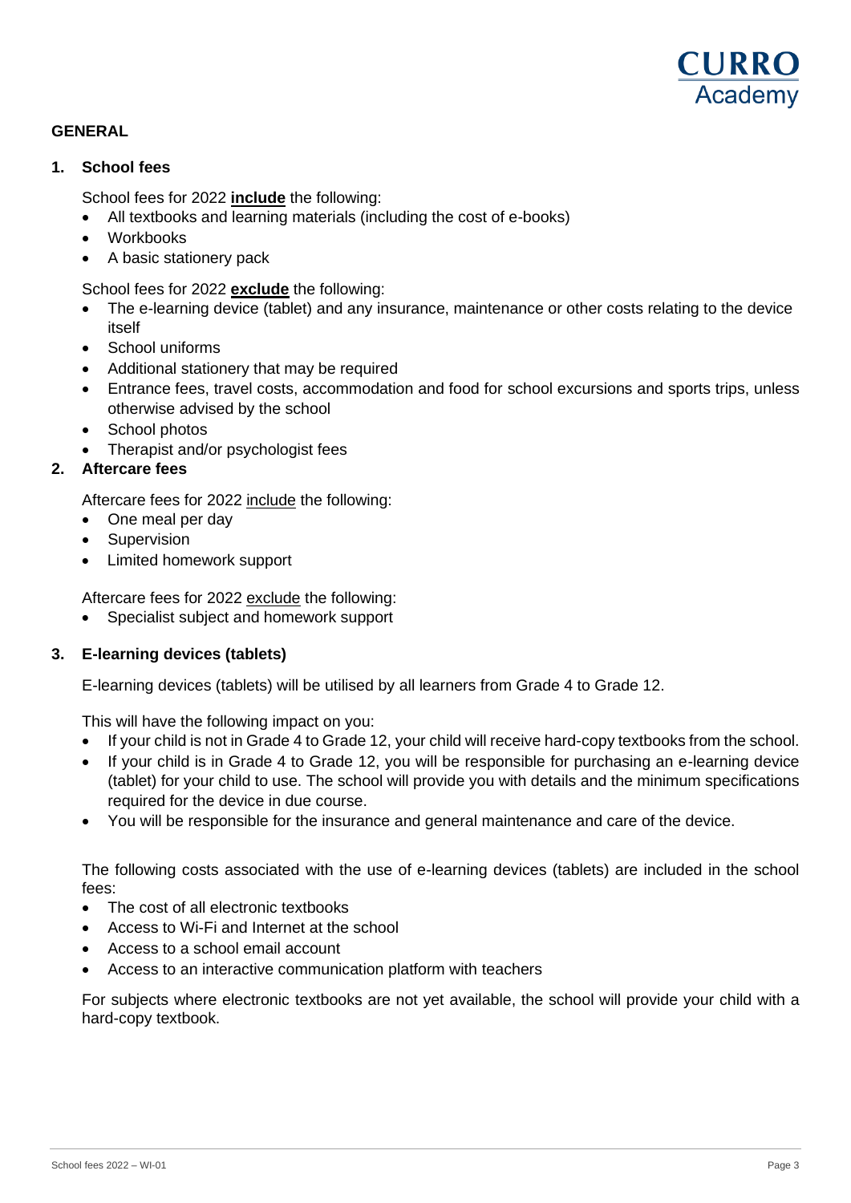## GENERAL

### 1. School fees

School fees for 2022 **include** the following:

- All textbooks and learning materials (including the cost of e-books)
- Workbooks
- A basic stationery pack

School fees for 2022 **exclude** the following:

- The e-learning device (tablet) and any insurance, maintenance or other costs relating to the device itself
- School uniforms
- Additional stationery that may be required
- Entrance fees, travel costs, accommodation and food for school excursions and sports trips, unless otherwise advised by the school
- School photos
- Therapist and/or psychologist fees

### 2. Aftercare fees

Aftercare fees for 2022 include the following:

- One meal per day
- Supervision
- Limited homework support

Aftercare fees for 2022 exclude the following:

- Specialist subject and homework support

### 3. E-learning devices (tablets)

E-learning devices (tablets) will be utilised by all learners from Grade 4 to Grade 12.

This will have the following impact on you:

- If your child is not in Grade 4 to Grade 12, your child will receive hard-copy textbooks from the school.
- If your child is in Grade 4 to Grade 12, you will be responsible for purchasing an e-learning device (tablet) for your child to use. The school will provide you with details and the minimum specifications required for the device in due course.
- You will be responsible for the insurance and general maintenance and care of the device.

The following costs associated with the use of e-learning devices (tablets) are included in the school fees:

- The cost of all electronic textbooks
- Access to Wi-Fi and Internet at the school
- Access to a school email account
- Access to an interactive communication platform with teachers

For subjects where electronic textbooks are not yet available, the school will provide your child with a hard-copy textbook.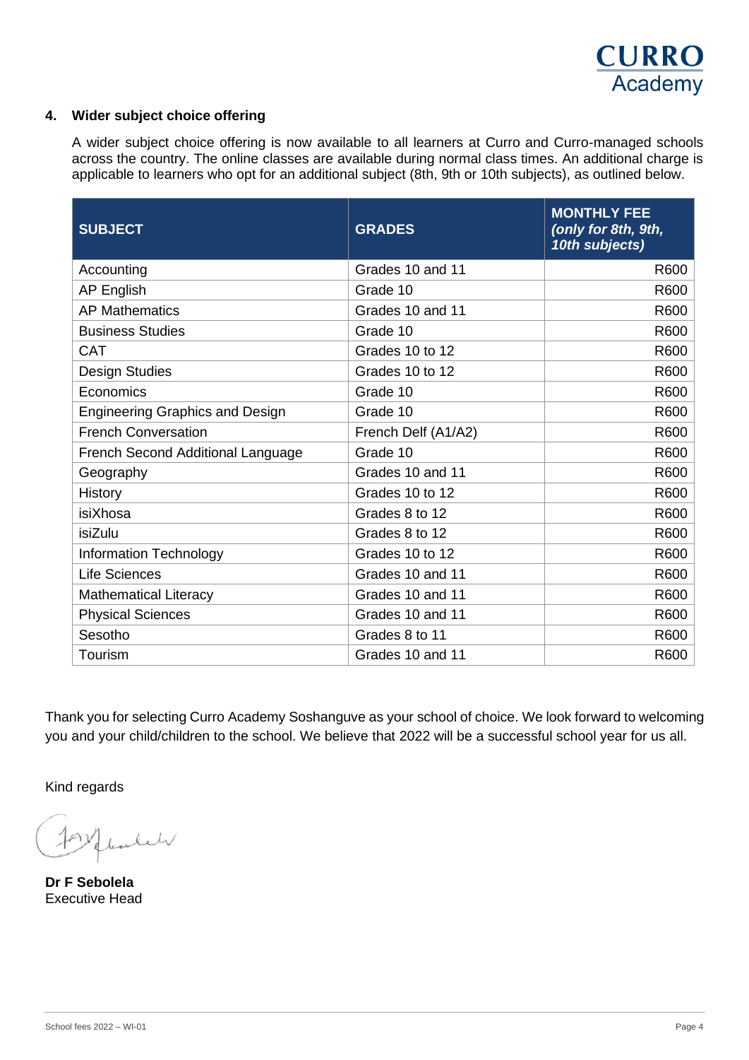## 4. Wider subject choice offering

A wider subject choice offering is now available to all learners at Curro and Curro-managed schools across the country. The online classes are available during normal class times. An additional charge is applicable to learners who opt for an additional subject (8th, 9th or 10th subjects), as outlined below.

| SUBJECT | GRADES | MONTHLY FEE *(only for 8th, 9th, 10th subjects)* |
|---|---|---:|
| Accounting | Grades 10 and 11 | R600 |
| AP English | Grade 10 | R600 |
| AP Mathematics | Grades 10 and 11 | R600 |
| Business Studies | Grade 10 | R600 |
| CAT | Grades 10 to 12 | R600 |
| Design Studies | Grades 10 to 12 | R600 |
| Economics | Grade 10 | R600 |
| Engineering Graphics and Design | Grade 10 | R600 |
| French Conversation | French Delf (A1/A2) | R600 |
| French Second Additional Language | Grade 10 | R600 |
| Geography | Grades 10 and 11 | R600 |
| History | Grades 10 to 12 | R600 |
| isiXhosa | Grades 8 to 12 | R600 |
| isiZulu | Grades 8 to 12 | R600 |
| Information Technology | Grades 10 to 12 | R600 |
| Life Sciences | Grades 10 and 11 | R600 |
| Mathematical Literacy | Grades 10 and 11 | R600 |
| Physical Sciences | Grades 10 and 11 | R600 |
| Sesotho | Grades 8 to 11 | R600 |
| Tourism | Grades 10 and 11 | R600 |

Thank you for selecting Curro Academy Soshanguve as your school of choice. We look forward to welcoming you and your child/children to the school. We believe that 2022 will be a successful school year for us all.

Kind regards

**Dr F Sebolela**
Executive Head